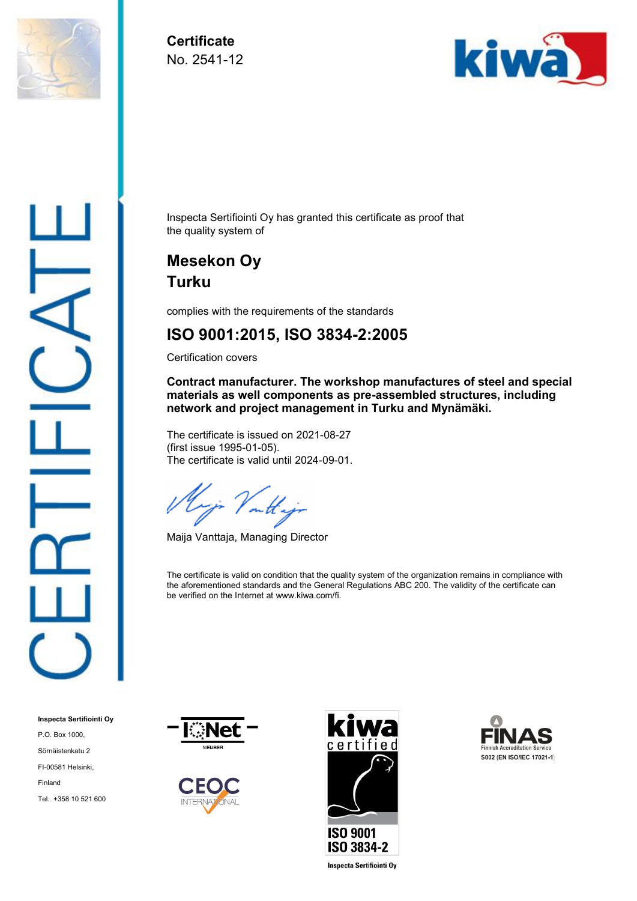# CERTIFICATE

**Certificate**
No. 2541-12

Inspecta Sertifiointi Oy has granted this certificate as proof that the quality system of

## Mesekon Oy
## Turku

complies with the requirements of the standards

## ISO 9001:2015, ISO 3834-2:2005

Certification covers

**Contract manufacturer. The workshop manufactures of steel and special materials as well components as pre-assembled structures, including network and project management in Turku and Mynämäki.**

The certificate is issued on 2021-08-27
(first issue 1995-01-05).
The certificate is valid until 2024-09-01.

Maija Vanttaja, Managing Director

The certificate is valid on condition that the quality system of the organization remains in compliance with the aforementioned standards and the General Regulations ABC 200. The validity of the certificate can be verified on the Internet at www.kiwa.com/fi.

**Inspecta Sertifiointi Oy**
P.O. Box 1000,
Sörnäistenkatu 2
FI-00581 Helsinki,
Finland
Tel. +358 10 521 600

IQNet MEMBER

CEOC INTERNATIONAL

kiwa certified
ISO 9001
ISO 3834-2
Inspecta Sertifiointi Oy

FINAS Finnish Accreditation Service
S002 (EN ISO/IEC 17021-1)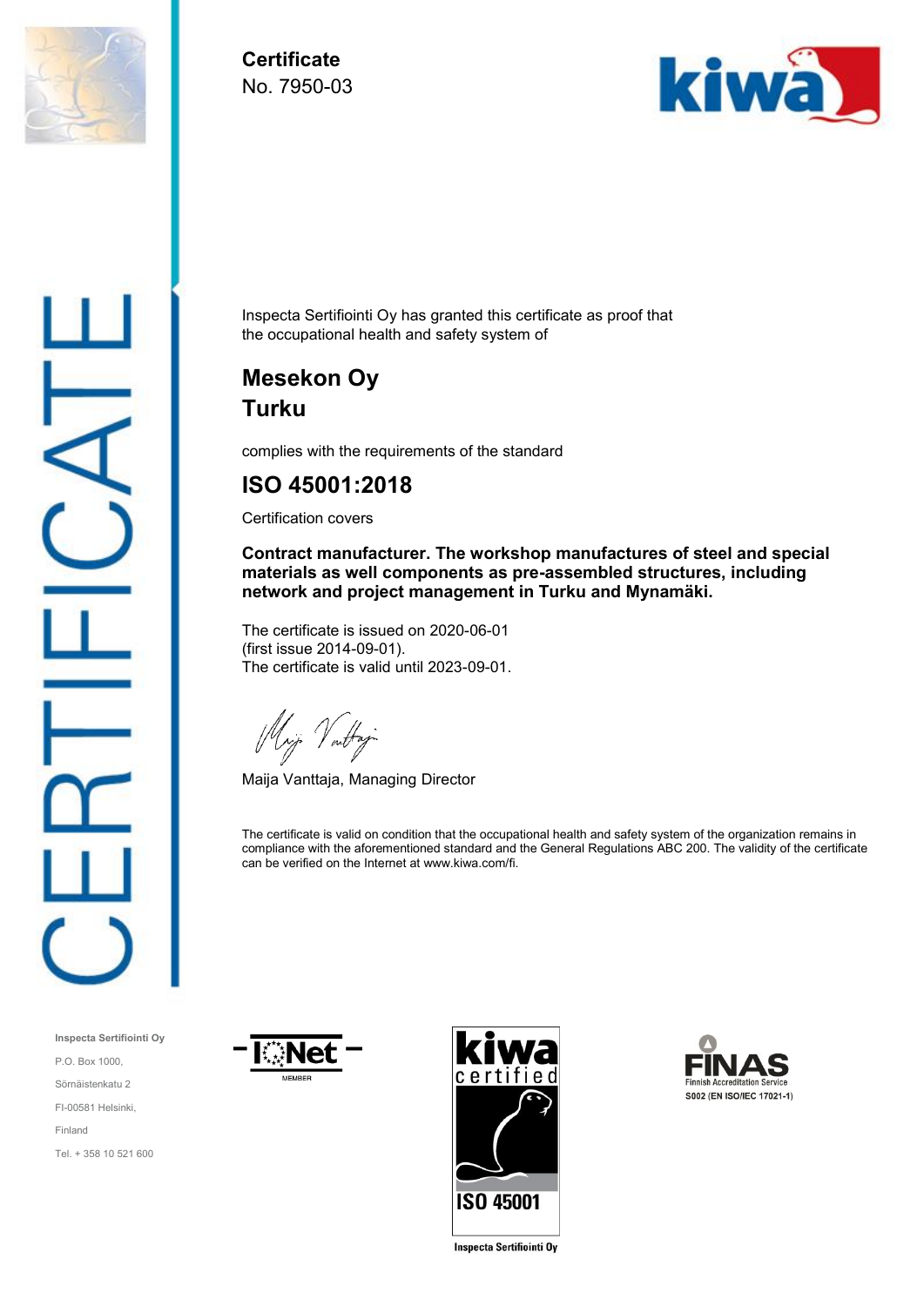# Certificate

No. 7950-03

Inspecta Sertifiointi Oy has granted this certificate as proof that the occupational health and safety system of

## Mesekon Oy
## Turku

complies with the requirements of the standard

## ISO 45001:2018

Certification covers

**Contract manufacturer. The workshop manufactures of steel and special materials as well components as pre-assembled structures, including network and project management in Turku and Mynamäki.**

The certificate is issued on 2020-06-01
(first issue 2014-09-01).
The certificate is valid until 2023-09-01.

Maija Vanttaja, Managing Director

The certificate is valid on condition that the occupational health and safety system of the organization remains in compliance with the aforementioned standard and the General Regulations ABC 200. The validity of the certificate can be verified on the Internet at www.kiwa.com/fi.

Inspecta Sertifiointi Oy
P.O. Box 1000,
Sörnäistenkatu 2
FI-00581 Helsinki,
Finland
Tel. + 358 10 521 600

IQNet MEMBER

kiwa certified ISO 45001
Inspecta Sertifiointi Oy

FINAS Finnish Accreditation Service
S002 (EN ISO/IEC 17021-1)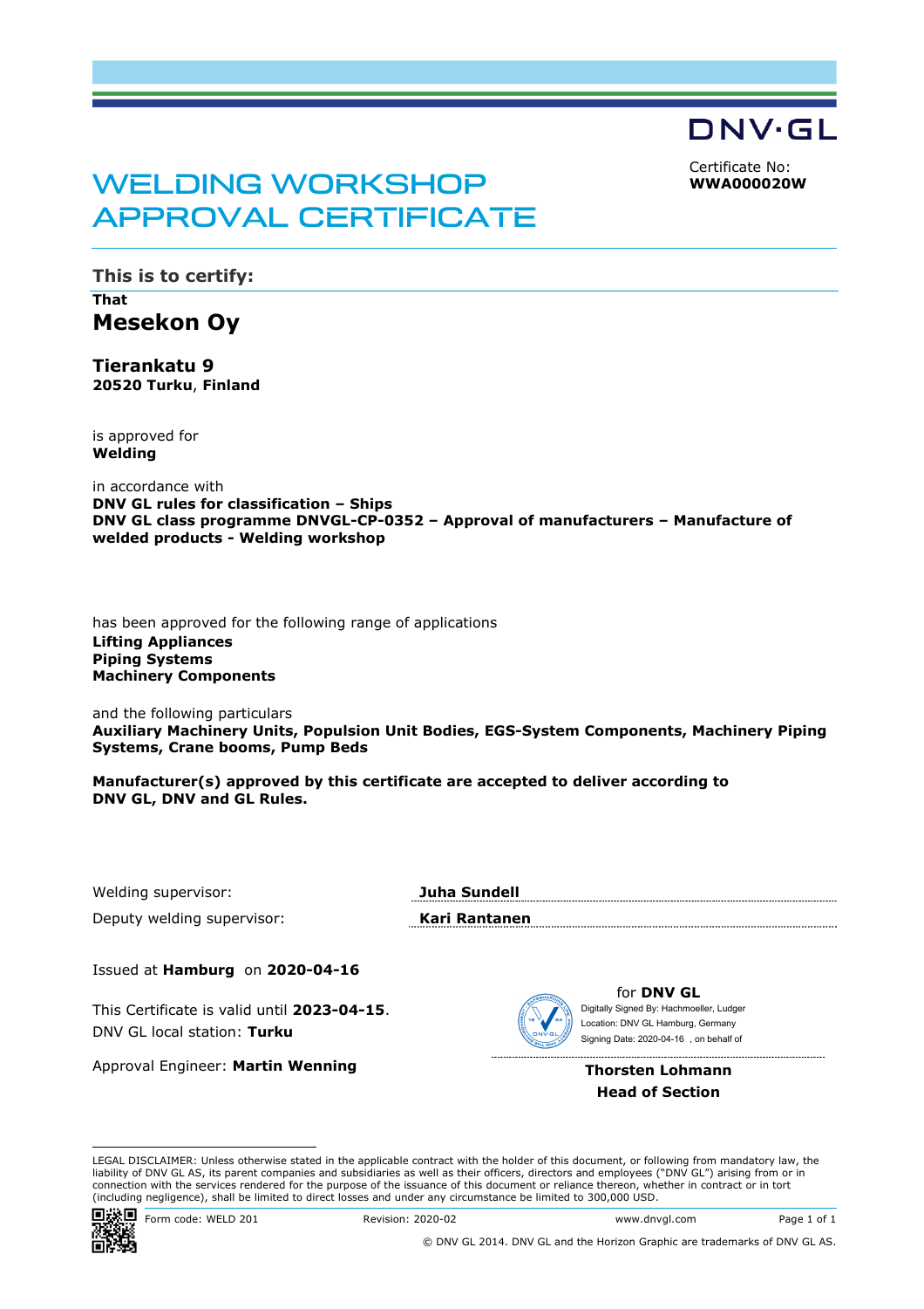DNV·GL

# WELDING WORKSHOP APPROVAL CERTIFICATE

Certificate No:
**WWA000020W**

## This is to certify:

**That**

**Mesekon Oy**

**Tierankatu 9**
**20520 Turku, Finland**

is approved for
**Welding**

in accordance with
**DNV GL rules for classification – Ships**
**DNV GL class programme DNVGL-CP-0352 – Approval of manufacturers – Manufacture of welded products - Welding workshop**

has been approved for the following range of applications
**Lifting Appliances**
**Piping Systems**
**Machinery Components**

and the following particulars
**Auxiliary Machinery Units, Populsion Unit Bodies, EGS-System Components, Machinery Piping Systems, Crane booms, Pump Beds**

**Manufacturer(s) approved by this certificate are accepted to deliver according to DNV GL, DNV and GL Rules.**

Welding supervisor: **Juha Sundell**

Deputy welding supervisor: **Kari Rantanen**

Issued at **Hamburg** on **2020-04-16**

This Certificate is valid until **2023-04-15**.
DNV GL local station: **Turku**

Approval Engineer: **Martin Wenning**

for **DNV GL**
Digitally Signed By: Hachmoeller, Ludger
Location: DNV GL Hamburg, Germany
Signing Date: 2020-04-16 , on behalf of

**Thorsten Lohmann**
**Head of Section**

LEGAL DISCLAIMER: Unless otherwise stated in the applicable contract with the holder of this document, or following from mandatory law, the liability of DNV GL AS, its parent companies and subsidiaries as well as their officers, directors and employees ("DNV GL") arising from or in connection with the services rendered for the purpose of the issuance of this document or reliance thereon, whether in contract or in tort (including negligence), shall be limited to direct losses and under any circumstance be limited to 300,000 USD.

Form code: WELD 201 Revision: 2020-02 www.dnvgl.com

© DNV GL 2014. DNV GL and the Horizon Graphic are trademarks of DNV GL AS.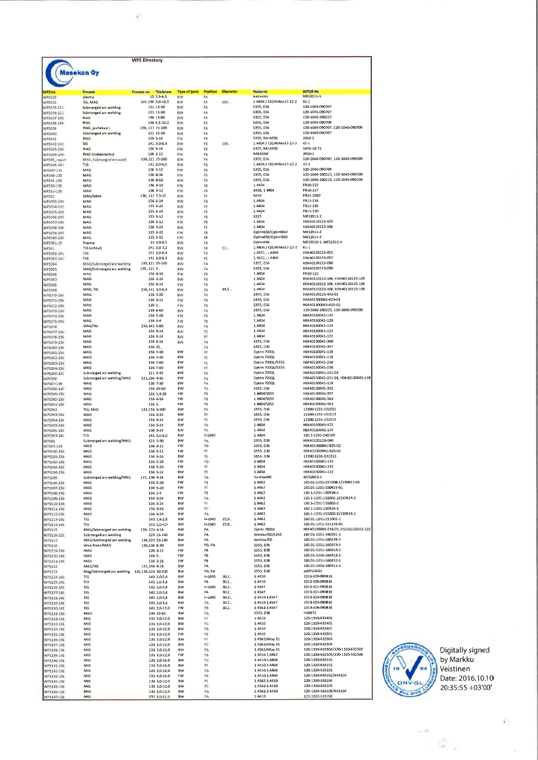# WPS Directory

**Mesekon Oy**

| WPS no | Process | Process no | Thickness | Type of joint | Position | Diameter | Material | WPQR No |
|---|---|---|---|---|---|---|---|---|
| WPS025 | plasma | 15 | 2,5-6,5 | BW | PA | | RAEX650 | MES2011-1 |
| WPS032 | TIG, MAG | 141,136 | 3,0-12,0 | BW | PA | 109... | 1.4404 / X2CrNiMo17-12-2 | 32-1 |
| WPS033-121 | Submerged arc welding | 121 | 15-50 | BW | PA | | S355, D36 | 120-1046-090707 |
| WPS034-121 | Submerged arc welding | 121 | 15-60 | BW | PA | | S355, D36 | 120-1046-090707 |
| WPS037-136 | MAG | 136 | 15-60 | BW | PA | | S355, D36 | 120-1046-100225 |
| WPS038-136 | MAG | 136 | 6,5-26,0 | BW | PA | | S355, D36 | 120-1046-090709 |
| WPS039 | MAG, jauhekaari | 136, 121 | 15-200 | BW | PA | | S355, D36 | 120-1046-090707, 120-1046-090709 |
| WPS040 | Submerged arc welding | 121 | 15-60 | BW | PA | | S355, D36 | 120-1046-090707 |
| WPS041 | MAG | 136 | 5-16 | FW | PB | | S355, RAEX650 | 2010-2 |
| WPS042-141 | TIG | 141 | 3,0-8,0 | BW | PA | 109... | 1.4404 / X2CrNiMo17-12-2 | 42-1 |
| WPS043-136 | MAG | 136 | 5-16 | FW | PB | | S355, RAEX650 | 1070-10-72 |
| WPS044-136 | MAG (mekanisoitu) | 136 | 3-12 | FW | PA | | RAEX650 | 2010-1 |
| WPS45_repair | MAG, Submerged arc weld | 136,121 | 15-200 | BW | PA | | S355, D36 | 120-1046-090707, 120-1046-090709 |
| WPS046-141 | TIG | 141 | 3,0-6,0 | BW | PA | | 1.4404 / X2CrNiMo17-12-2 | 42-1 |
| WPS047-136 | MAG | 136 | 5-12 | FW | PB | | S355, D36 | 120-1046-090709 |
| WPS48-136 | MAG | 136 | 8-36 | FW | PB | | S355, D36 | 120-1046-100225, 120-1046-090709 |
| WPS49-136 | MAG | 136 | 8-60 | BW | PA | | S355, D36 | 120-1046-100225, 120-1046-090709 |
| WPS50-136 | MAG | 136 | 4-10 | FW | PB | | 1.4404 | PR10-222 |
| WPS51-136 | MAG | 136 | 3-12 | FW | PB | | S420, 1.4404 | PR10-227 |
| WPS52 | MAG/MMA | 136, 111 | 7,5-15 | BW | PF | | S420 | PR11-2010 |
| WPS053-136 | MAG | 136 | 6-24 | BW | PA | | 1.4404 | PR11-216 |
| WPS054-135 | MAG | 135 | 6-24 | BW | PF | | 1.4404 | PR11-249 |
| WPS055-135 | MAG | 135 | 6-24 | BW | PE | | 1.4404 | PR11-250 |
| WPS056-135 | MAG | 135 | 5-12 | FW | PB | | S235 | MES2011-2 |
| WPS057-136 | MAG | 136 | 5-12 | FW | PB | | 1.4404 | HSK40110123-105 |
| WPS058-136 | MAG | 136 | 3-24 | BW | PF | | 1.4404 | HSK40110123-106 |
| WPS059-135 | MAG | 135 | 3-15 | FW | PB | | Optim650/Optim960 | MES2011-2 |
| WPS060-135 | MAG | 135 | 3-15 | FW | PB | | Optim650/Optim960 | MES2011-3 |
| WPS061-15 | Plasma | 15 | 3,0-6,5 | BW | PA | | Optim960 | MES2010-1, MES2011-4 |
| WPS62 | TIG (orbital) | 141 | 3,0-7,2 | BW | PA | 57... | 1.4404 / X2CrNiMo17-12-2 | 61-1 |
| WPS062-141 | TIG | 141 | 3,0-6,4 | BW | PA | | 1.4571, 1.4404 | HSK40120123-092 |
| WPS063-141 | TIG | 141 | 3,0-6,4 | BW | PC | | 1.4571, 1.4404 | HSK40120123-092 |
| WPS064 | MAG/Submerged arc welding | 136,121 | 25-100 | BW | PA | | S355, D36 | HSK40120123-090 |
| WPS065 | MAG/Submerged arc welding | 136, 121 | 5... | BW | PA | | S355, D36 | HSK40120123-090 |
| WPS066 | MAG | 136 | 4-10 | FW | PB | | 1.4404 | PR10-222 |
| WPS067 | MAG | 136 | 3-24 | BW | PA | | 1.4404 | HSK40110123-106, HSK40110123-105 |
| WPS068 | MAG | 136 | 6-24 | FW | PB | | 1.4404 | HSK40110123-106, HSK40110123-106 |
| WPS069 | MAG, TIG | 136,141 | 3,0-6,4 | BW | PA | 44,5... | 1.4404 | HSK40110123-106, HSK40110123-106 |
| WPS070-136 | MAG | 136 | 3-20 | BW | PA | | S355, D36 | HSK40120123-443-01 |
| WPS071-136 | MAG | 136 | 3-12 | FW | PB | | S355, D36 | HSK401300041-023-01 |
| WPS072-136 | MAG | 136 | 5... | FW | PB | | S355, D36 | HSK401300041-025-02 |
| WPS073-136 | MAG | 136 | 8-60 | BW | PA | | S355, D36 | 120-1046-100225, 120-1046-090709 |
| WPS074-136 | MAG | 136 | 5-20 | FW | PB | | 1.4404 | HSK40130041-135 |
| WPS075-136 | MAG | 136 | 2-4 | FW | PB | | 1.4404 | HSK40130041-120 |
| WPS076 | MAG/TIG | 136,141 | 5-60 | BW | PA | | 1.4404 | HSK40130041-124 |
| WPS077-136 | MAG | 136 | 3-24 | BW | PC | | 1.4404 | HSK40130041-122 |
| WPS078-136 | MAG | 136 | 3-24 | BW | PF | | 1.4404 | HSK40130041-122 |
| WPS079-136 | MAG | 136 | 6-24 | BW | PA | | S355, D36 | HSK40130041-360 |
| WPS080-136 | MAG | 136 | 25... | | PA | | S355, D36 | HSK40130041-347 |
| WPS081-136 | MAG | 136 | 7-30 | BW | PF | | Optim 700QL | HSK40130041-118 |
| WPS082-136 | MAG | 136 | 7-30 | BW | PC | | Optim 700QL | HSK40130041-118 |
| WPS083-136 | MAG | 136 | 7-60 | BW | PC | | Optim 700QL/S355 | HSK40130041-230 |
| WPS084-136 | MAG | 136 | 7-60 | BW | PF | | Optim 700QL/S355 | HSK40130041-230 |
| WPS085-121 | Submerged arc welding | 121 | 4-16 | BW | PA | | Optim 700QL | HSK40130041-231-01 |
| WPS086 | Submerged arc welding/MAG | 121,136 | 4-16 | BW | PA | | Optim 700QL | HSK40130041-231-01, HSK40130041-118 |
| WPS87-136 | MAG | 136 | 7-30 | BW | PA | | Optim 700QL | HSK40130041-118 |
| WPS088-136 | MAG | 136 | 15-60 | BW | PA | | S355, D36 | HSK40130041-352 |
| WPS089-136 | MAG | 136 | 1,4-20 | FW | PB | | 1.4404/S355 | HSK40130041-357 |
| WPS090-136 | MAG | 136 | 4-16 | FW | PB | | 1.4404/S355 | HSK40130041-363 |
| WPS091-136 | MAG | 136 | 5... | FW | PB | | 1.4404/S355 | HSK40130041-363 |
| WPS092 | TIG, MAG | 141,136 | 5-100 | BW | PA | | S355, D36 | 12100-1231-131021 |
| WPS093-136 | MAG | 136 | 3-24 | BW | PC | | S355, D36 | 12100-1231-131015 |
| WPS094-136 | MAG | 136 | 3-24 | BW | PF | | S355, D36 | 12100-1231-131015 |
| WPS095-136 | MAG | 136 | 3-24 | BW | PA | | 1.4404 | HSK40130041-122 |
| WPS096-136 | MAG | 136 | 3-24 | BW | PA | | 1.4404 | HSK40130041-122 |
| WPS097-141 | TIG | 141 | 3,0-6,0 | BW | H-L045 | | 1.4404 | 160.1-1231-140107 |
| WPS98 | Submerged arc welding/MAG | 121 | 7-30 | BW | PA | | S355, D36 | HSK40120123-090 |
| WPS99-136 | MAG | 136 | 3-12 | FW | PD | | S355, D36 | HSK401300041-025-02 |
| WPS100-136 | MAG | 136 | 3-12 | FW | PF | | S355, D36 | HSK401300041-025-02 |
| WPS101-136 | MAG | 136 | 3-24 | BW | PE | | S355, D36 | 12100-1231-131015 |
| WPS102-136 | MAG | 136 | 5-20 | FW | PD | | 1.4404 | HSK40130041-135 |
| WPS103-136 | MAG | 136 | 5-20 | FW | PF | | 1.4404 | HSK40130041-135 |
| WPS104-136 | MAG | 136 | 3-24 | BW | PE | | 1.4404 | HSK40130041-122 |
| WPS105 | Submerged arc welding/MAG | 121, 136 | 4-16 | BW | PA | | Hardox400 | MES2015-1 |
| WPS106-136 | MAG | 136 | 5-20 | FW | PB | | 1.4462 | 160.01-1231-151008-1/150921-01 |
| WPS107-136 | MAG | 136 | 5-20 | FW | PF | | 1.4462 | 160.01-1231-150921-01 |
| WPS108-136 | MAG | 136 | 2-4 | FW | PB | | 1.4462 | 160.1-1231-150928-1 |
| WPS109-136 | MAG | 136 | 3-24 | BW | PA | | 1.4462 | 160.1-1231-151002-2/150924-1 |
| WPS110-136 | MAG | 136 | 3-24 | BW | PF | | 1.4462 | 160.1-1231-151002-2 |
| WPS111-136 | MAG | 136 | 3-24 | BW | PC | | 1.4462 | 160.1-1231-150924-1 |
| WPS112-136 | MAG | 136 | 3-24 | BW | PA | | 1.4462 | 160.1-1231-151002-2/150924-1 |
| WPS113-141 | TIG | 141 | 1,4-2,6 | BW | H-L045 | 25,0... | 1.4462 | 160.01-1231-151002-1 |
| WPS114-141 | TIG | 141 | 2,0-4,0 | BW | H-L045 | 25,0... | 1.4462 | 160.01-1231-151126-01 |
| WPS115 | MAG/Submerged arc welding | 136, 121 | 4-16 | BW | PA | | Optim 700QL | HSK40130041-231-01, HSK40130041-118 |
| WPS116-121 | Submerged arc welding | 121 | 25-140 | BW | PA | | Weldox700/S355 | 160.01-1231-160201-1 |
| WPS117 | MAG/Submerged arc welding | 136,121 | 35-140 | BW | PA | | Weldox700 | 160.01-1231-160129-1 |
| WPS118 | Wise Root+/MAG | 135,136 | 8-30 | BW | PG, PA | | S355, D36 | 160.01-1231-160323-1 |
| WPS119-136 | MAG | 136 | 3-12 | FW | PB | | S355, D36 | 160.01-1231-160413-1 |
| WPS120-136 | MAG | 136 | 5... | FW | PB | | S355, D36 | 160.01-1336-160413-1 |
| WPS121-136 | MAG | 136 | 3-16 | FW | PB | | S355, D36 | 160.01-1336-160412-1 |
| WPS122 | MAG/TIG | 141,136 | 5-16 | BW | PA | | S355, D36 | 160.01-1336-160411-1 |
| WPS123 | Mag/Submerged arc welding | 135,136,121 | 10-200 | BW | PG, PA | | S355, D36 | pWPS16-01 |
| WPS124-141 | TIG | 141 | 2,0-5,6 | BW | H-L045 | 30,2... | 1.4410 | 1013-100-090816 |
| WPS125-141 | TIG | 141 | 2,0-5,6 | BW | PA | 30,2... | 1.4410 | 1013-100-090816 |
| WPS126-141 | TIG | 141 | 2,0-5,6 | BW | H-L045 | 30,2... | 1.4547 | 1013-101-090816 |
| WPS127-141 | TIG | 141 | 2,0-5,6 | BW | PA | 30,2... | 1.4547 | 1013-101-090816 |
| WPS128-141 | TIG | 141 | 2,0-5,6 | BW | H-L045 | 30,2... | 1.4410-1.4547 | 1013-103-090816 |
| WPS129-141 | TIG | 141 | 2,0-5,6 | BW | PA | 30,2... | 1.4410-1.4547 | 1013-103-090816 |
| WPS130-141 | TIG | 141 | 2,0-12,0 | FW | PB | 30,2... | 1.4562-1.4547 | 1013-104-090816 |
| WPS131-136 | MAG | 136 | 15-60 | BW | PA | | S355, D36 | H10972 |
| WPS132-131 | MIG | 131 | 3,0-12,0 | BW | PF | | 1.4410 | 120-1310-632401 |
| WPS133-131 | MIG | 131 | 3,0-12,0 | BW | PC | | 1.4410 | 120-1310-632401 |
| WPS134-131 | MIG | 131 | 3,0-12,0 | BW | PA | | 1.4410 | 120-1310-632401 |
| WPS135-131 | MIG | 131 | 3,0-12,0 | FW | PB | | 1.4410 | 120-1310-632501 |
| WPS136-131 | MIG | 131 | 3,0-12,0 | BW | PF | | 1.4562/Alloy 31 | 120-1310-632503 |
| WPS137-131 | MIG | 131 | 3,0-12,0 | BW | PC | | 1.4562/Alloy 31 | 120-1310-632504 |
| WPS138-131 | MIG | 131 | 3,0-12,0 | BW | PA | | 1.4562/Alloy 31 | 120-1310-632504/120-1310-632503 |
| WPS139-131 | MIG | 131 | 3,0-12,0 | FW | PB | | 1.4410-1.4462 | 120-1310-632505/120-1310-632506 |
| WPS140-131 | MIG | 131 | 3,0-16,0 | BW | PC | | 1.4410-1.4404 | 120-1310-633101 |
| WPS141-131 | MIG | 131 | 3,0-16,0 | BW | PF | | 1.4410-1.4404 | 120-1310-633101 |
| WPS142-131 | MIG | 131 | 3,0-16,0 | BW | PA | | 1.4410-1.4404 | 120-1310-633101 |
| WPS143-131 | MIG | 131 | 4,0-16,0 | FW | PB | | 1.4410-1.4404 | 120-1310-633102/633103 |
| WPS144-131 | MIG | 131 | 3,0-12,0 | BW | PF | | 1.4562-1.4410 | 120-1310-633104 |
| WPS145-131 | MIG | 131 | 3,0-12,0 | BW | PC | | 1.4562-1.4410 | 120-1310-633105 |
| WPS146-131 | MIG | 131 | 3,0-12,0 | BW | PA | | 1.4562-1.4410 | 120-1310-633105/633104 |
| WPS147-131 | MIG | 131 | 3,0-12,0 | BW | PA | | 1.4410 | 120-1310-632401 |

Digitally signed by Markku Veistinen
Date: 2016.10.10 20:35:55 +03'00'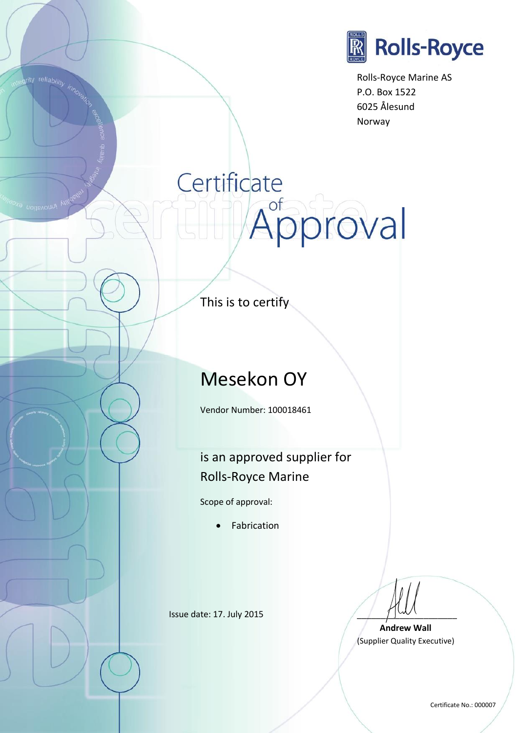**Rolls-Royce**

Rolls-Royce Marine AS
P.O. Box 1522
6025 Ålesund
Norway

# Certificate of Approval

This is to certify

## Mesekon OY

Vendor Number: 100018461

is an approved supplier for
Rolls-Royce Marine

Scope of approval:

- Fabrication

Issue date: 17. July 2015

**Andrew Wall**
(Supplier Quality Executive)

Certificate No.: 000007